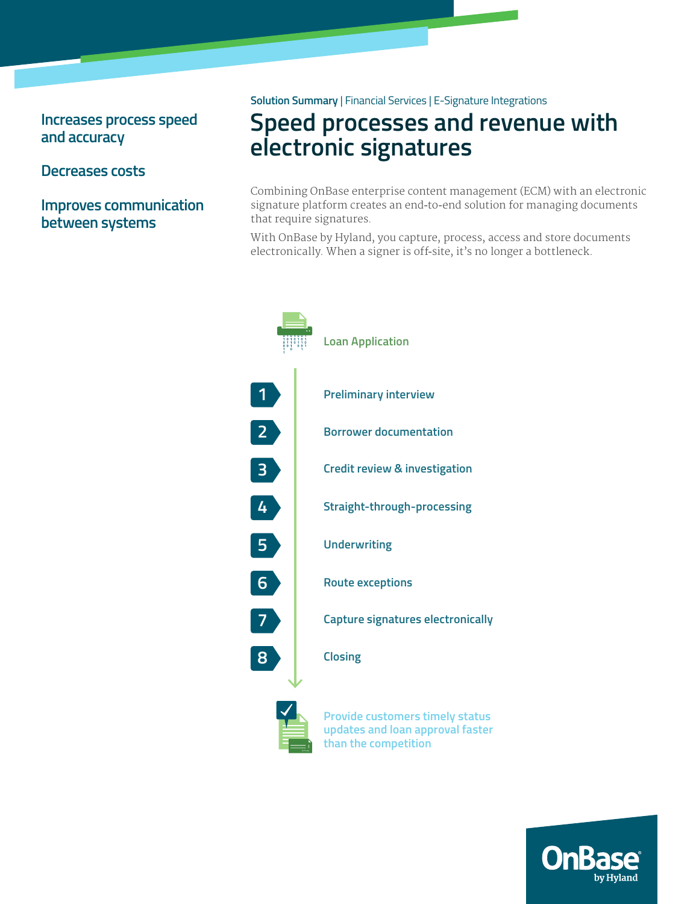Solution Summary | Financial Services | E-Signature Integrations

# Speed processes and revenue with electronic signatures

**Increases process speed and accuracy**

**Decreases costs**

**Improves communication between systems**

Combining OnBase enterprise content management (ECM) with an electronic signature platform creates an end-to-end solution for managing documents that require signatures.

With OnBase by Hyland, you capture, process, access and store documents electronically. When a signer is off-site, it's no longer a bottleneck.

**Loan Application**

1. Preliminary interview
2. Borrower documentation
3. Credit review & investigation
4. Straight-through-processing
5. Underwriting
6. Route exceptions
7. Capture signatures electronically
8. Closing

Provide customers timely status updates and loan approval faster than the competition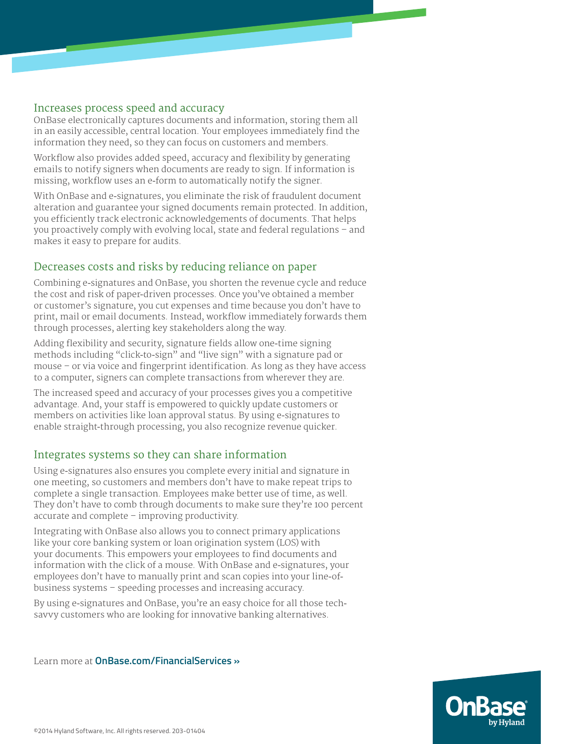## Increases process speed and accuracy

OnBase electronically captures documents and information, storing them all in an easily accessible, central location. Your employees immediately find the information they need, so they can focus on customers and members.

Workflow also provides added speed, accuracy and flexibility by generating emails to notify signers when documents are ready to sign. If information is missing, workflow uses an e-form to automatically notify the signer.

With OnBase and e-signatures, you eliminate the risk of fraudulent document alteration and guarantee your signed documents remain protected. In addition, you efficiently track electronic acknowledgements of documents. That helps you proactively comply with evolving local, state and federal regulations – and makes it easy to prepare for audits.

## Decreases costs and risks by reducing reliance on paper

Combining e-signatures and OnBase, you shorten the revenue cycle and reduce the cost and risk of paper-driven processes. Once you've obtained a member or customer's signature, you cut expenses and time because you don't have to print, mail or email documents. Instead, workflow immediately forwards them through processes, alerting key stakeholders along the way.

Adding flexibility and security, signature fields allow one-time signing methods including "click-to-sign" and "live sign" with a signature pad or mouse – or via voice and fingerprint identification. As long as they have access to a computer, signers can complete transactions from wherever they are.

The increased speed and accuracy of your processes gives you a competitive advantage. And, your staff is empowered to quickly update customers or members on activities like loan approval status. By using e-signatures to enable straight-through processing, you also recognize revenue quicker.

## Integrates systems so they can share information

Using e-signatures also ensures you complete every initial and signature in one meeting, so customers and members don't have to make repeat trips to complete a single transaction. Employees make better use of time, as well. They don't have to comb through documents to make sure they're 100 percent accurate and complete – improving productivity.

Integrating with OnBase also allows you to connect primary applications like your core banking system or loan origination system (LOS) with your documents. This empowers your employees to find documents and information with the click of a mouse. With OnBase and e-signatures, your employees don't have to manually print and scan copies into your line-of-business systems – speeding processes and increasing accuracy.

By using e-signatures and OnBase, you're an easy choice for all those tech-savvy customers who are looking for innovative banking alternatives.

Learn more at **OnBase.com/FinancialServices »**

OnBase by Hyland

©2014 Hyland Software, Inc. All rights reserved. 203-01404